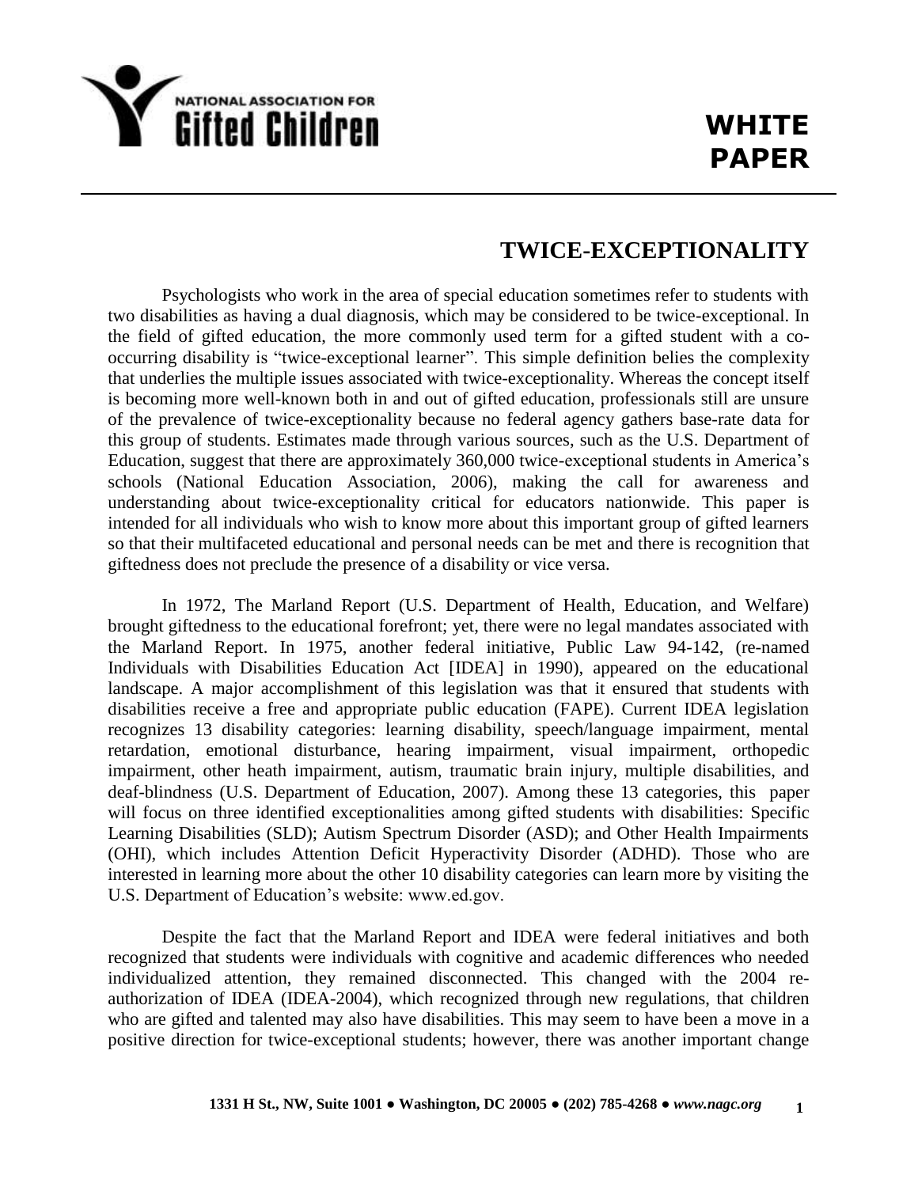NATIONAL ASSOCIATION FOR
**Gifted Children**

**WHITE PAPER**

# TWICE-EXCEPTIONALITY

Psychologists who work in the area of special education sometimes refer to students with two disabilities as having a dual diagnosis, which may be considered to be twice-exceptional. In the field of gifted education, the more commonly used term for a gifted student with a co-occurring disability is "twice-exceptional learner". This simple definition belies the complexity that underlies the multiple issues associated with twice-exceptionality. Whereas the concept itself is becoming more well-known both in and out of gifted education, professionals still are unsure of the prevalence of twice-exceptionality because no federal agency gathers base-rate data for this group of students. Estimates made through various sources, such as the U.S. Department of Education, suggest that there are approximately 360,000 twice-exceptional students in America's schools (National Education Association, 2006), making the call for awareness and understanding about twice-exceptionality critical for educators nationwide. This paper is intended for all individuals who wish to know more about this important group of gifted learners so that their multifaceted educational and personal needs can be met and there is recognition that giftedness does not preclude the presence of a disability or vice versa.

In 1972, The Marland Report (U.S. Department of Health, Education, and Welfare) brought giftedness to the educational forefront; yet, there were no legal mandates associated with the Marland Report. In 1975, another federal initiative, Public Law 94-142, (re-named Individuals with Disabilities Education Act [IDEA] in 1990), appeared on the educational landscape. A major accomplishment of this legislation was that it ensured that students with disabilities receive a free and appropriate public education (FAPE). Current IDEA legislation recognizes 13 disability categories: learning disability, speech/language impairment, mental retardation, emotional disturbance, hearing impairment, visual impairment, orthopedic impairment, other heath impairment, autism, traumatic brain injury, multiple disabilities, and deaf-blindness (U.S. Department of Education, 2007). Among these 13 categories, this paper will focus on three identified exceptionalities among gifted students with disabilities: Specific Learning Disabilities (SLD); Autism Spectrum Disorder (ASD); and Other Health Impairments (OHI), which includes Attention Deficit Hyperactivity Disorder (ADHD). Those who are interested in learning more about the other 10 disability categories can learn more by visiting the U.S. Department of Education's website: www.ed.gov.

Despite the fact that the Marland Report and IDEA were federal initiatives and both recognized that students were individuals with cognitive and academic differences who needed individualized attention, they remained disconnected. This changed with the 2004 re-authorization of IDEA (IDEA-2004), which recognized through new regulations, that children who are gifted and talented may also have disabilities. This may seem to have been a move in a positive direction for twice-exceptional students; however, there was another important change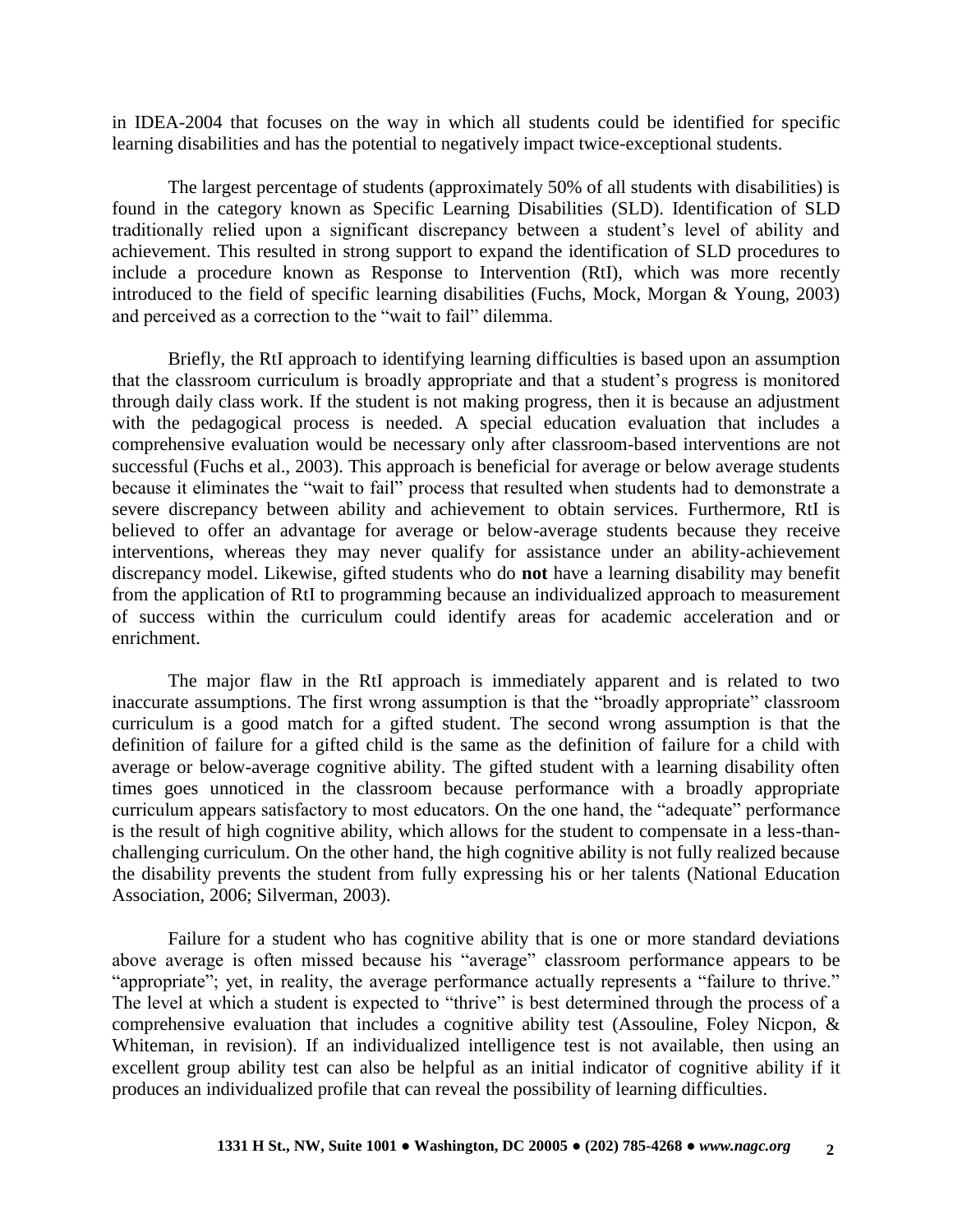in IDEA-2004 that focuses on the way in which all students could be identified for specific learning disabilities and has the potential to negatively impact twice-exceptional students.

The largest percentage of students (approximately 50% of all students with disabilities) is found in the category known as Specific Learning Disabilities (SLD). Identification of SLD traditionally relied upon a significant discrepancy between a student's level of ability and achievement. This resulted in strong support to expand the identification of SLD procedures to include a procedure known as Response to Intervention (RtI), which was more recently introduced to the field of specific learning disabilities (Fuchs, Mock, Morgan & Young, 2003) and perceived as a correction to the "wait to fail" dilemma.

Briefly, the RtI approach to identifying learning difficulties is based upon an assumption that the classroom curriculum is broadly appropriate and that a student's progress is monitored through daily class work. If the student is not making progress, then it is because an adjustment with the pedagogical process is needed. A special education evaluation that includes a comprehensive evaluation would be necessary only after classroom-based interventions are not successful (Fuchs et al., 2003). This approach is beneficial for average or below average students because it eliminates the "wait to fail" process that resulted when students had to demonstrate a severe discrepancy between ability and achievement to obtain services. Furthermore, RtI is believed to offer an advantage for average or below-average students because they receive interventions, whereas they may never qualify for assistance under an ability-achievement discrepancy model. Likewise, gifted students who do **not** have a learning disability may benefit from the application of RtI to programming because an individualized approach to measurement of success within the curriculum could identify areas for academic acceleration and or enrichment.

The major flaw in the RtI approach is immediately apparent and is related to two inaccurate assumptions. The first wrong assumption is that the "broadly appropriate" classroom curriculum is a good match for a gifted student. The second wrong assumption is that the definition of failure for a gifted child is the same as the definition of failure for a child with average or below-average cognitive ability. The gifted student with a learning disability often times goes unnoticed in the classroom because performance with a broadly appropriate curriculum appears satisfactory to most educators. On the one hand, the "adequate" performance is the result of high cognitive ability, which allows for the student to compensate in a less-than-challenging curriculum. On the other hand, the high cognitive ability is not fully realized because the disability prevents the student from fully expressing his or her talents (National Education Association, 2006; Silverman, 2003).

Failure for a student who has cognitive ability that is one or more standard deviations above average is often missed because his "average" classroom performance appears to be "appropriate"; yet, in reality, the average performance actually represents a "failure to thrive." The level at which a student is expected to "thrive" is best determined through the process of a comprehensive evaluation that includes a cognitive ability test (Assouline, Foley Nicpon, & Whiteman, in revision). If an individualized intelligence test is not available, then using an excellent group ability test can also be helpful as an initial indicator of cognitive ability if it produces an individualized profile that can reveal the possibility of learning difficulties.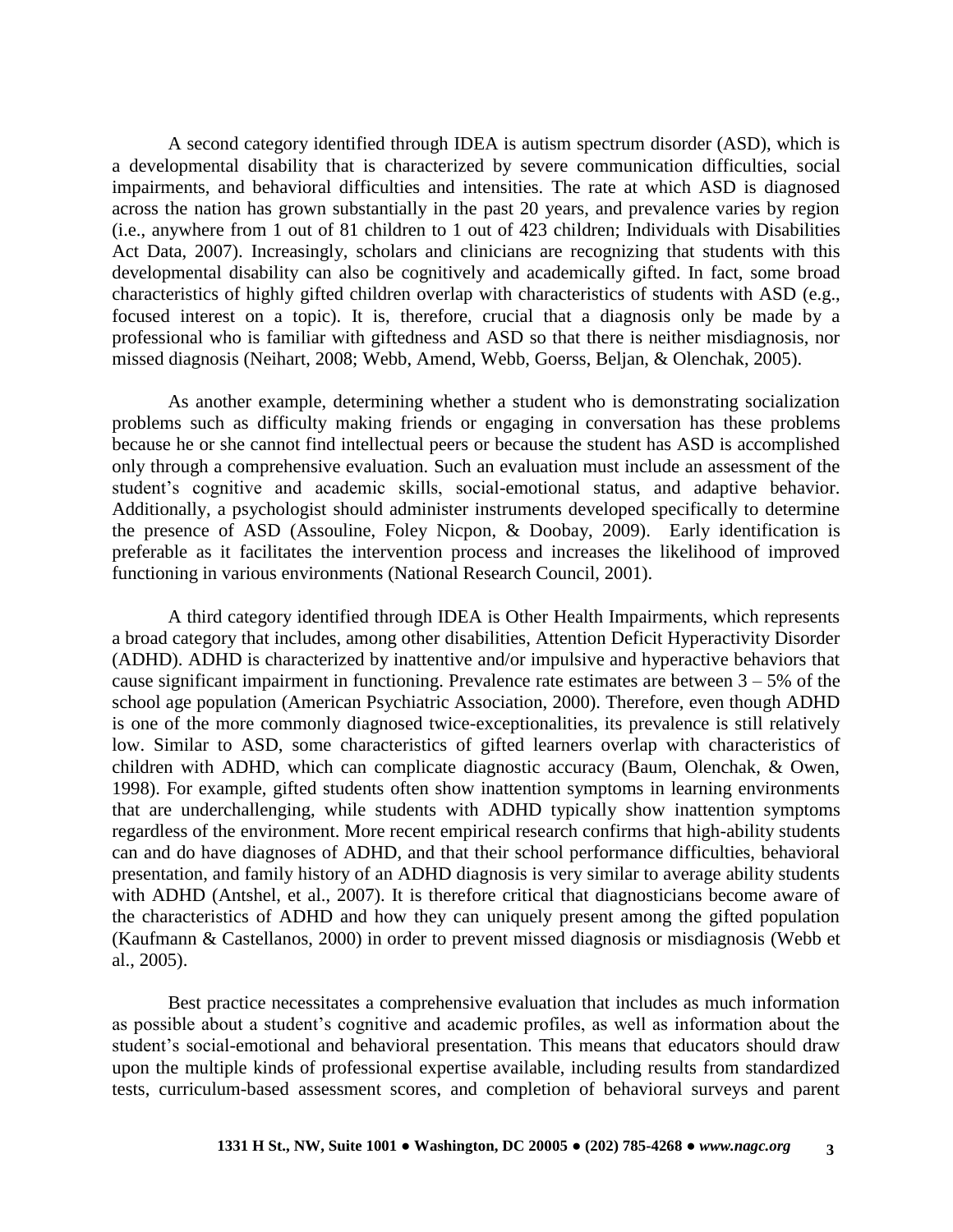A second category identified through IDEA is autism spectrum disorder (ASD), which is a developmental disability that is characterized by severe communication difficulties, social impairments, and behavioral difficulties and intensities. The rate at which ASD is diagnosed across the nation has grown substantially in the past 20 years, and prevalence varies by region (i.e., anywhere from 1 out of 81 children to 1 out of 423 children; Individuals with Disabilities Act Data, 2007). Increasingly, scholars and clinicians are recognizing that students with this developmental disability can also be cognitively and academically gifted. In fact, some broad characteristics of highly gifted children overlap with characteristics of students with ASD (e.g., focused interest on a topic). It is, therefore, crucial that a diagnosis only be made by a professional who is familiar with giftedness and ASD so that there is neither misdiagnosis, nor missed diagnosis (Neihart, 2008; Webb, Amend, Webb, Goerss, Beljan, & Olenchak, 2005).

As another example, determining whether a student who is demonstrating socialization problems such as difficulty making friends or engaging in conversation has these problems because he or she cannot find intellectual peers or because the student has ASD is accomplished only through a comprehensive evaluation. Such an evaluation must include an assessment of the student's cognitive and academic skills, social-emotional status, and adaptive behavior. Additionally, a psychologist should administer instruments developed specifically to determine the presence of ASD (Assouline, Foley Nicpon, & Doobay, 2009). Early identification is preferable as it facilitates the intervention process and increases the likelihood of improved functioning in various environments (National Research Council, 2001).

A third category identified through IDEA is Other Health Impairments, which represents a broad category that includes, among other disabilities, Attention Deficit Hyperactivity Disorder (ADHD). ADHD is characterized by inattentive and/or impulsive and hyperactive behaviors that cause significant impairment in functioning. Prevalence rate estimates are between 3 – 5% of the school age population (American Psychiatric Association, 2000). Therefore, even though ADHD is one of the more commonly diagnosed twice-exceptionalities, its prevalence is still relatively low. Similar to ASD, some characteristics of gifted learners overlap with characteristics of children with ADHD, which can complicate diagnostic accuracy (Baum, Olenchak, & Owen, 1998). For example, gifted students often show inattention symptoms in learning environments that are underchallenging, while students with ADHD typically show inattention symptoms regardless of the environment. More recent empirical research confirms that high-ability students can and do have diagnoses of ADHD, and that their school performance difficulties, behavioral presentation, and family history of an ADHD diagnosis is very similar to average ability students with ADHD (Antshel, et al., 2007). It is therefore critical that diagnosticians become aware of the characteristics of ADHD and how they can uniquely present among the gifted population (Kaufmann & Castellanos, 2000) in order to prevent missed diagnosis or misdiagnosis (Webb et al., 2005).

Best practice necessitates a comprehensive evaluation that includes as much information as possible about a student's cognitive and academic profiles, as well as information about the student's social-emotional and behavioral presentation. This means that educators should draw upon the multiple kinds of professional expertise available, including results from standardized tests, curriculum-based assessment scores, and completion of behavioral surveys and parent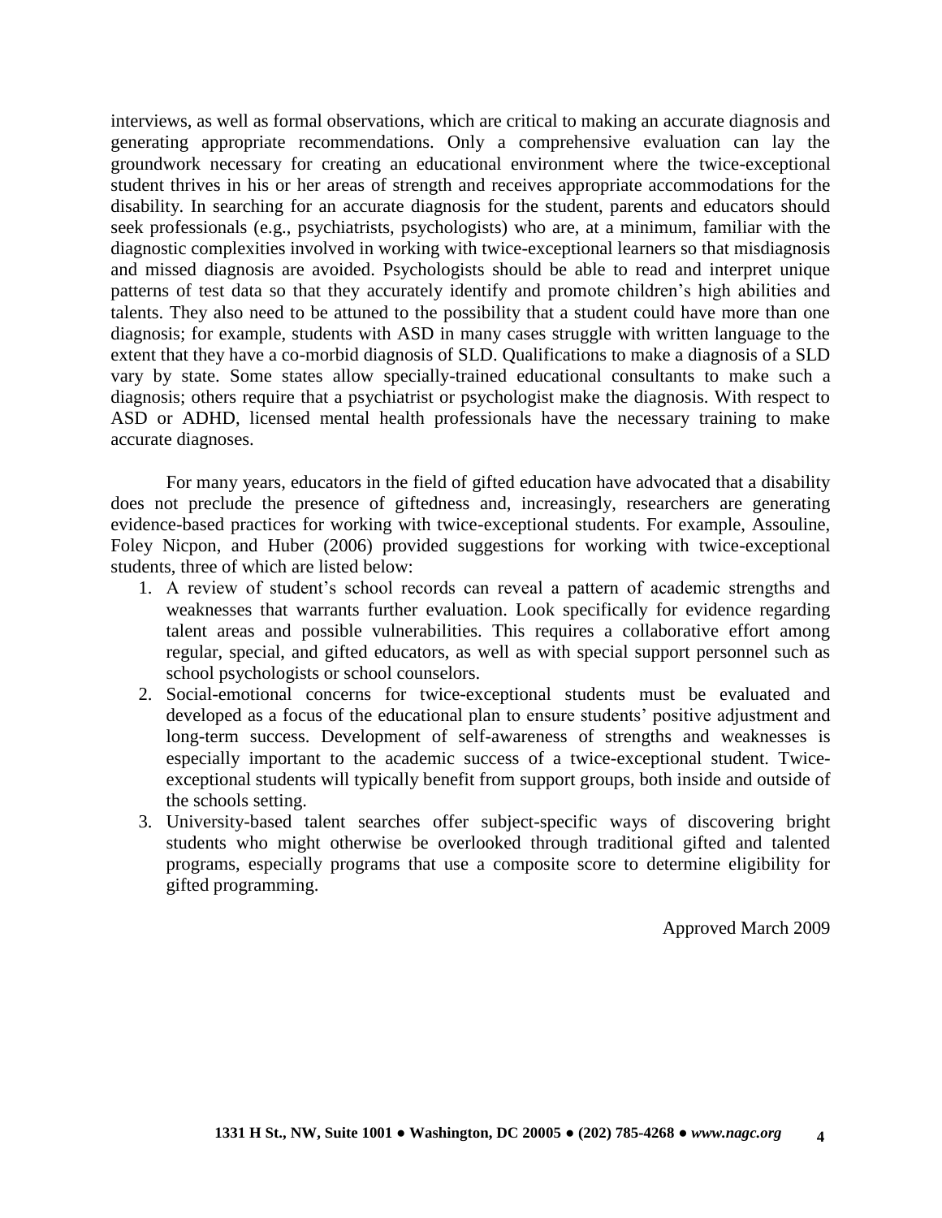interviews, as well as formal observations, which are critical to making an accurate diagnosis and generating appropriate recommendations. Only a comprehensive evaluation can lay the groundwork necessary for creating an educational environment where the twice-exceptional student thrives in his or her areas of strength and receives appropriate accommodations for the disability. In searching for an accurate diagnosis for the student, parents and educators should seek professionals (e.g., psychiatrists, psychologists) who are, at a minimum, familiar with the diagnostic complexities involved in working with twice-exceptional learners so that misdiagnosis and missed diagnosis are avoided. Psychologists should be able to read and interpret unique patterns of test data so that they accurately identify and promote children's high abilities and talents. They also need to be attuned to the possibility that a student could have more than one diagnosis; for example, students with ASD in many cases struggle with written language to the extent that they have a co-morbid diagnosis of SLD. Qualifications to make a diagnosis of a SLD vary by state. Some states allow specially-trained educational consultants to make such a diagnosis; others require that a psychiatrist or psychologist make the diagnosis. With respect to ASD or ADHD, licensed mental health professionals have the necessary training to make accurate diagnoses.

For many years, educators in the field of gifted education have advocated that a disability does not preclude the presence of giftedness and, increasingly, researchers are generating evidence-based practices for working with twice-exceptional students. For example, Assouline, Foley Nicpon, and Huber (2006) provided suggestions for working with twice-exceptional students, three of which are listed below:

1. A review of student's school records can reveal a pattern of academic strengths and weaknesses that warrants further evaluation. Look specifically for evidence regarding talent areas and possible vulnerabilities. This requires a collaborative effort among regular, special, and gifted educators, as well as with special support personnel such as school psychologists or school counselors.
2. Social-emotional concerns for twice-exceptional students must be evaluated and developed as a focus of the educational plan to ensure students' positive adjustment and long-term success. Development of self-awareness of strengths and weaknesses is especially important to the academic success of a twice-exceptional student. Twice-exceptional students will typically benefit from support groups, both inside and outside of the schools setting.
3. University-based talent searches offer subject-specific ways of discovering bright students who might otherwise be overlooked through traditional gifted and talented programs, especially programs that use a composite score to determine eligibility for gifted programming.

Approved March 2009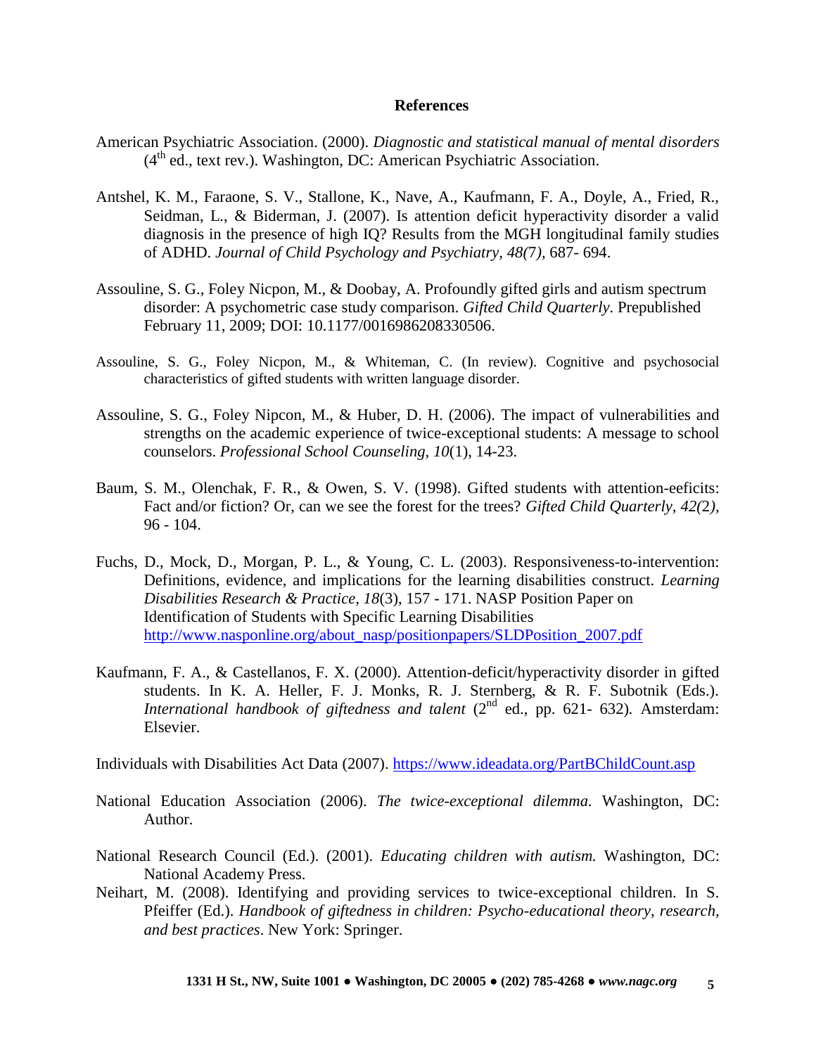## References

American Psychiatric Association. (2000). *Diagnostic and statistical manual of mental disorders* (4th ed., text rev.). Washington, DC: American Psychiatric Association.

Antshel, K. M., Faraone, S. V., Stallone, K., Nave, A., Kaufmann, F. A., Doyle, A., Fried, R., Seidman, L., & Biderman, J. (2007). Is attention deficit hyperactivity disorder a valid diagnosis in the presence of high IQ? Results from the MGH longitudinal family studies of ADHD. *Journal of Child Psychology and Psychiatry, 48(7)*, 687- 694.

Assouline, S. G., Foley Nicpon, M., & Doobay, A. Profoundly gifted girls and autism spectrum disorder: A psychometric case study comparison. *Gifted Child Quarterly*. Prepublished February 11, 2009; DOI: 10.1177/0016986208330506.

Assouline, S. G., Foley Nicpon, M., & Whiteman, C. (In review). Cognitive and psychosocial characteristics of gifted students with written language disorder.

Assouline, S. G., Foley Nipcon, M., & Huber, D. H. (2006). The impact of vulnerabilities and strengths on the academic experience of twice-exceptional students: A message to school counselors. *Professional School Counseling, 10*(1), 14-23.

Baum, S. M., Olenchak, F. R., & Owen, S. V. (1998). Gifted students with attention-eeficits: Fact and/or fiction? Or, can we see the forest for the trees? *Gifted Child Quarterly, 42(*2*)*, 96 - 104.

Fuchs, D., Mock, D., Morgan, P. L., & Young, C. L. (2003). Responsiveness-to-intervention: Definitions, evidence, and implications for the learning disabilities construct. *Learning Disabilities Research & Practice, 18*(3), 157 - 171. NASP Position Paper on Identification of Students with Specific Learning Disabilities http://www.nasponline.org/about_nasp/positionpapers/SLDPosition_2007.pdf

Kaufmann, F. A., & Castellanos, F. X. (2000). Attention-deficit/hyperactivity disorder in gifted students. In K. A. Heller, F. J. Monks, R. J. Sternberg, & R. F. Subotnik (Eds.). *International handbook of giftedness and talent* (2nd ed., pp. 621- 632). Amsterdam: Elsevier.

Individuals with Disabilities Act Data (2007). https://www.ideadata.org/PartBChildCount.asp

National Education Association (2006). *The twice-exceptional dilemma.* Washington, DC: Author.

National Research Council (Ed.). (2001). *Educating children with autism.* Washington, DC: National Academy Press.

Neihart, M. (2008). Identifying and providing services to twice-exceptional children. In S. Pfeiffer (Ed.). *Handbook of giftedness in children: Psycho-educational theory, research, and best practices*. New York: Springer.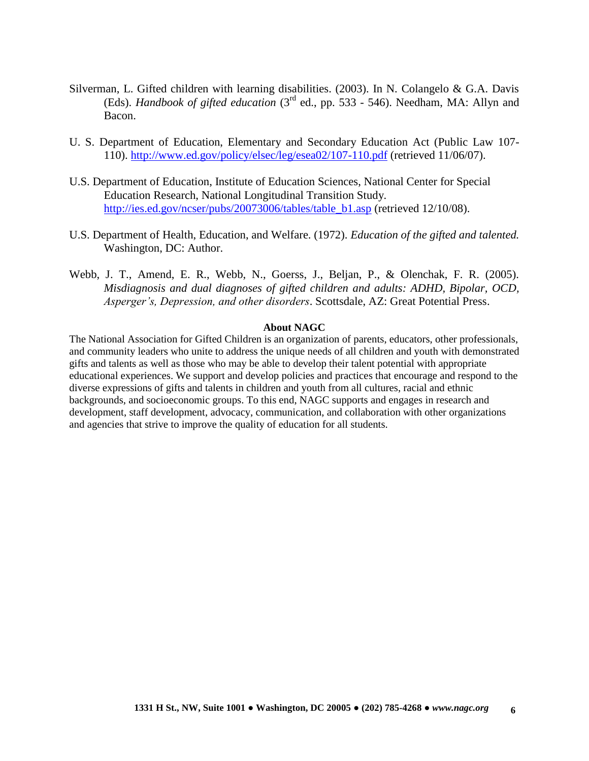Silverman, L. Gifted children with learning disabilities. (2003). In N. Colangelo & G.A. Davis (Eds). *Handbook of gifted education* (3rd ed., pp. 533 - 546). Needham, MA: Allyn and Bacon.

U. S. Department of Education, Elementary and Secondary Education Act (Public Law 107-110). http://www.ed.gov/policy/elsec/leg/esea02/107-110.pdf (retrieved 11/06/07).

U.S. Department of Education, Institute of Education Sciences, National Center for Special Education Research, National Longitudinal Transition Study. http://ies.ed.gov/ncser/pubs/20073006/tables/table_b1.asp (retrieved 12/10/08).

U.S. Department of Health, Education, and Welfare. (1972). *Education of the gifted and talented.* Washington, DC: Author.

Webb, J. T., Amend, E. R., Webb, N., Goerss, J., Beljan, P., & Olenchak, F. R. (2005). *Misdiagnosis and dual diagnoses of gifted children and adults: ADHD, Bipolar, OCD, Asperger's, Depression, and other disorders*. Scottsdale, AZ: Great Potential Press.

**About NAGC**

The National Association for Gifted Children is an organization of parents, educators, other professionals, and community leaders who unite to address the unique needs of all children and youth with demonstrated gifts and talents as well as those who may be able to develop their talent potential with appropriate educational experiences. We support and develop policies and practices that encourage and respond to the diverse expressions of gifts and talents in children and youth from all cultures, racial and ethnic backgrounds, and socioeconomic groups. To this end, NAGC supports and engages in research and development, staff development, advocacy, communication, and collaboration with other organizations and agencies that strive to improve the quality of education for all students.